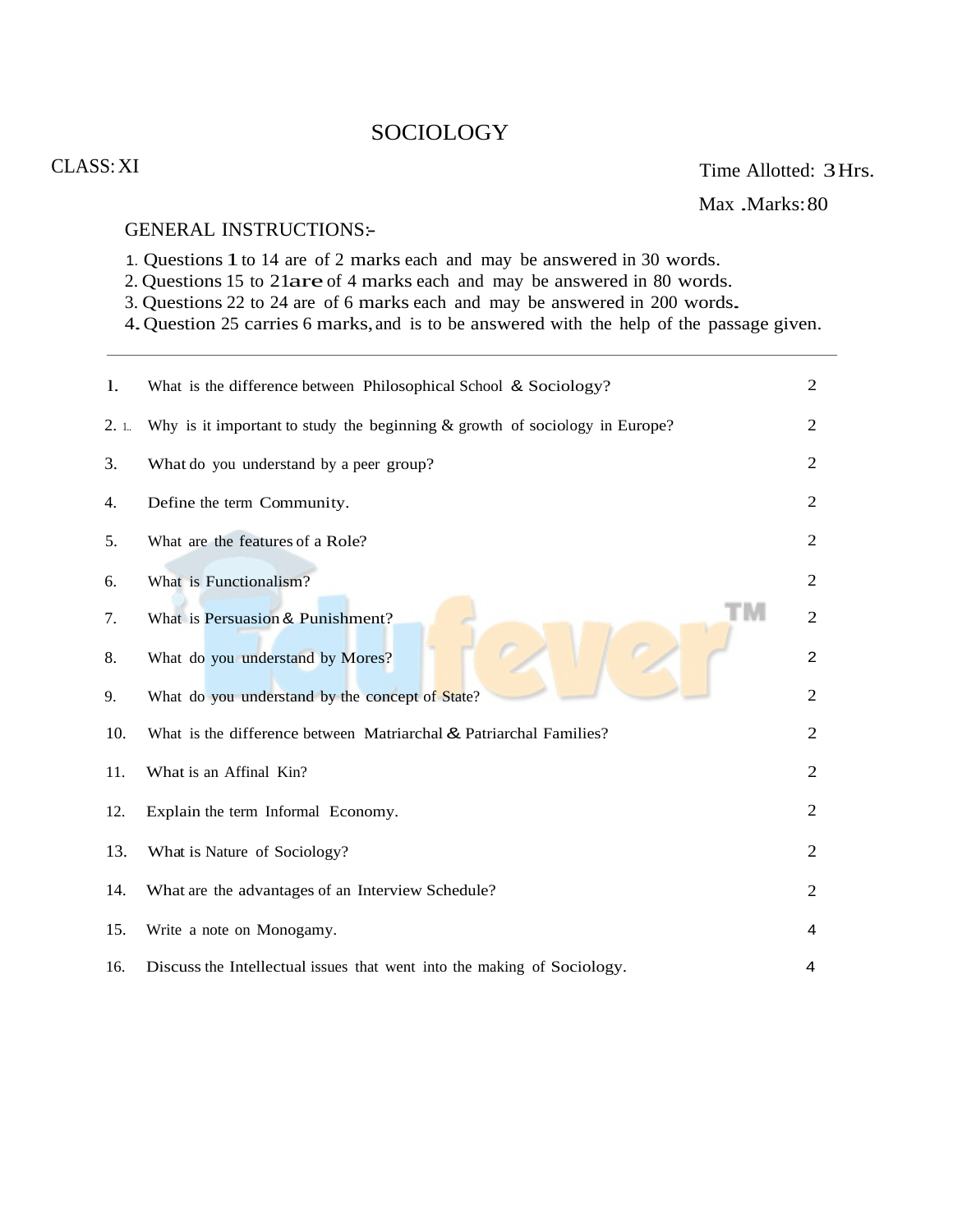# SOCIOLOGY

CLASS: XI

Time Allotted: 3 Hrs.

Max .Marks: 80

GENERAL INSTRUCTIONS:-

1. Questions 1 to 14 are of 2 marks each and may be answered in 30 words.
2. Questions 15 to 21are of 4 marks each and may be answered in 80 words.
3. Questions 22 to 24 are of 6 marks each and may be answered in 200 words.
4. Question 25 carries 6 marks, and is to be answered with the help of the passage given.

---

| No. | Question | Marks |
|---|---|---|
| 1. | What is the difference between Philosophical School & Sociology? | 2 |
| 2. | Why is it important to study the beginning & growth of sociology in Europe? | 2 |
| 3. | What do you understand by a peer group? | 2 |
| 4. | Define the term Community. | 2 |
| 5. | What are the features of a Role? | 2 |
| 6. | What is Functionalism? | 2 |
| 7. | What is Persuasion & Punishment? | 2 |
| 8. | What do you understand by Mores? | 2 |
| 9. | What do you understand by the concept of State? | 2 |
| 10. | What is the difference between Matriarchal & Patriarchal Families? | 2 |
| 11. | What is an Affinal Kin? | 2 |
| 12. | Explain the term Informal Economy. | 2 |
| 13. | What is Nature of Sociology? | 2 |
| 14. | What are the advantages of an Interview Schedule? | 2 |
| 15. | Write a note on Monogamy. | 4 |
| 16. | Discuss the Intellectual issues that went into the making of Sociology. | 4 |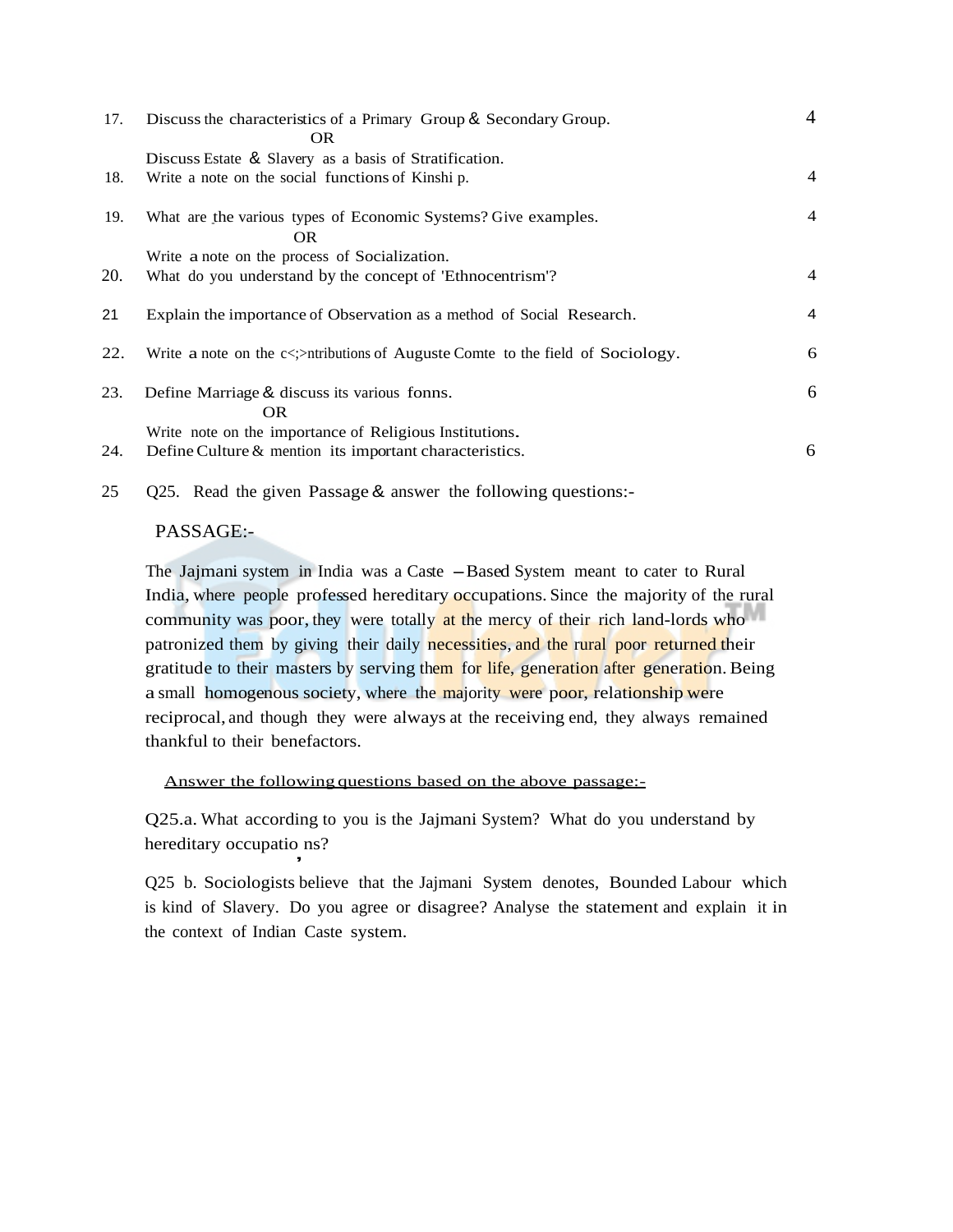17. Discuss the characteristics of a Primary Group & Secondary Group. 4

OR

Discuss Estate & Slavery as a basis of Stratification.

18. Write a note on the social functions of Kinshi p. 4

19. What are the various types of Economic Systems? Give examples. 4

OR

Write a note on the process of Socialization.

20. What do you understand by the concept of 'Ethnocentrism'? 4

21 Explain the importance of Observation as a method of Social Research. 4

22. Write a note on the c<;>ntributions of Auguste Comte to the field of Sociology. 6

23. Define Marriage & discuss its various fonns. 6

OR

Write note on the importance of Religious Institutions.

24. Define Culture & mention its important characteristics. 6

25 Q25. Read the given Passage & answer the following questions:-

PASSAGE:-

The Jajmani system in India was a Caste – Based System meant to cater to Rural India, where people professed hereditary occupations. Since the majority of the rural community was poor, they were totally at the mercy of their rich land-lords who patronized them by giving their daily necessities, and the rural poor returned their gratitude to their masters by serving them for life, generation after generation. Being a small homogenous society, where the majority were poor, relationship were reciprocal, and though they were always at the receiving end, they always remained thankful to their benefactors.

Answer the following questions based on the above passage:-

Q25.a. What according to you is the Jajmani System? What do you understand by hereditary occupations?

Q25 b. Sociologists believe that the Jajmani System denotes, Bounded Labour which is kind of Slavery. Do you agree or disagree? Analyse the statement and explain it in the context of Indian Caste system.